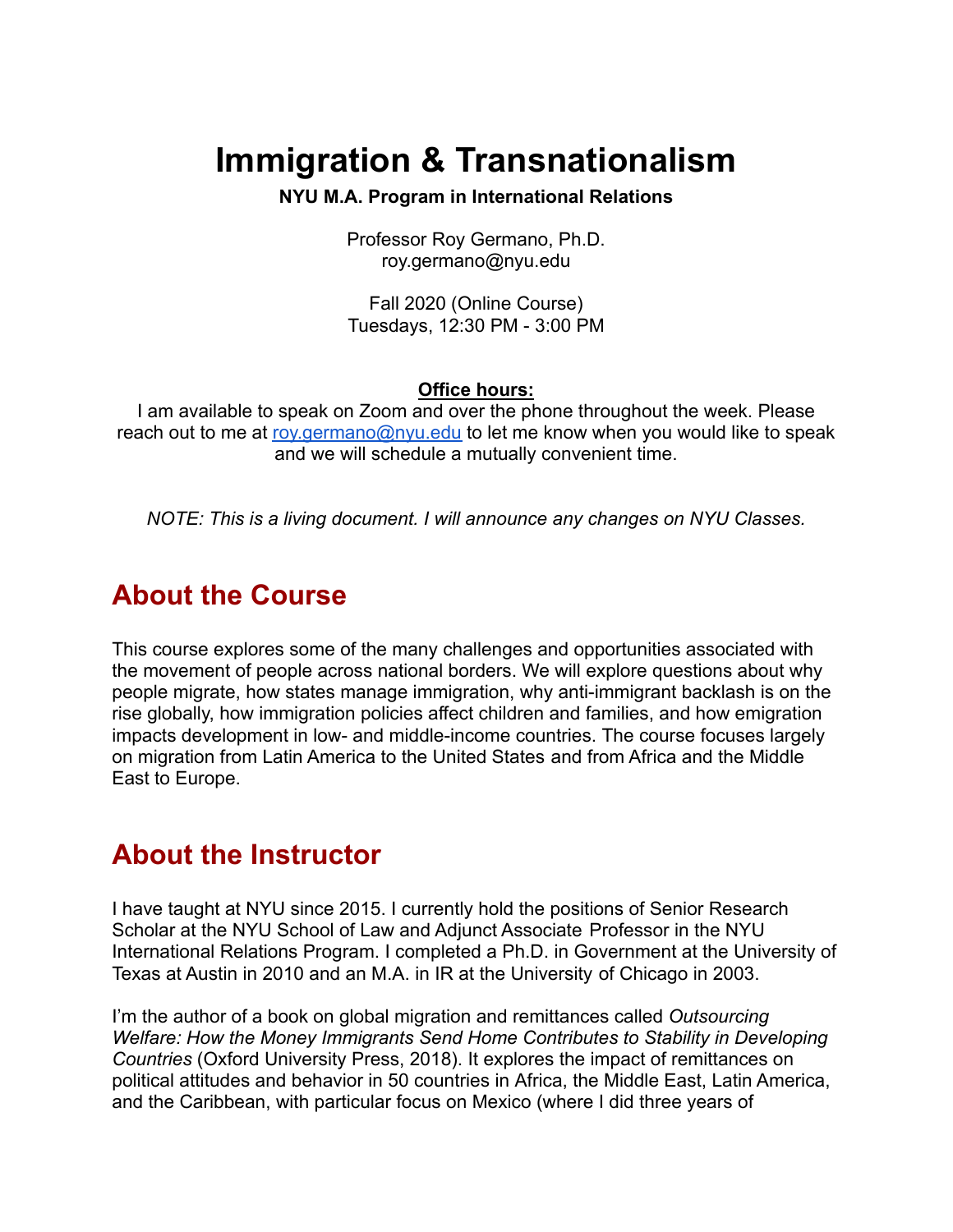# Immigration & Transnationalism

**NYU M.A. Program in International Relations**

Professor Roy Germano, Ph.D.
roy.germano@nyu.edu

Fall 2020 (Online Course)
Tuesdays, 12:30 PM - 3:00 PM

**Office hours:**

I am available to speak on Zoom and over the phone throughout the week. Please reach out to me at roy.germano@nyu.edu to let me know when you would like to speak and we will schedule a mutually convenient time.

*NOTE: This is a living document. I will announce any changes on NYU Classes.*

## About the Course

This course explores some of the many challenges and opportunities associated with the movement of people across national borders. We will explore questions about why people migrate, how states manage immigration, why anti-immigrant backlash is on the rise globally, how immigration policies affect children and families, and how emigration impacts development in low- and middle-income countries. The course focuses largely on migration from Latin America to the United States and from Africa and the Middle East to Europe.

## About the Instructor

I have taught at NYU since 2015. I currently hold the positions of Senior Research Scholar at the NYU School of Law and Adjunct Associate Professor in the NYU International Relations Program. I completed a Ph.D. in Government at the University of Texas at Austin in 2010 and an M.A. in IR at the University of Chicago in 2003.

I'm the author of a book on global migration and remittances called *Outsourcing Welfare: How the Money Immigrants Send Home Contributes to Stability in Developing Countries* (Oxford University Press, 2018). It explores the impact of remittances on political attitudes and behavior in 50 countries in Africa, the Middle East, Latin America, and the Caribbean, with particular focus on Mexico (where I did three years of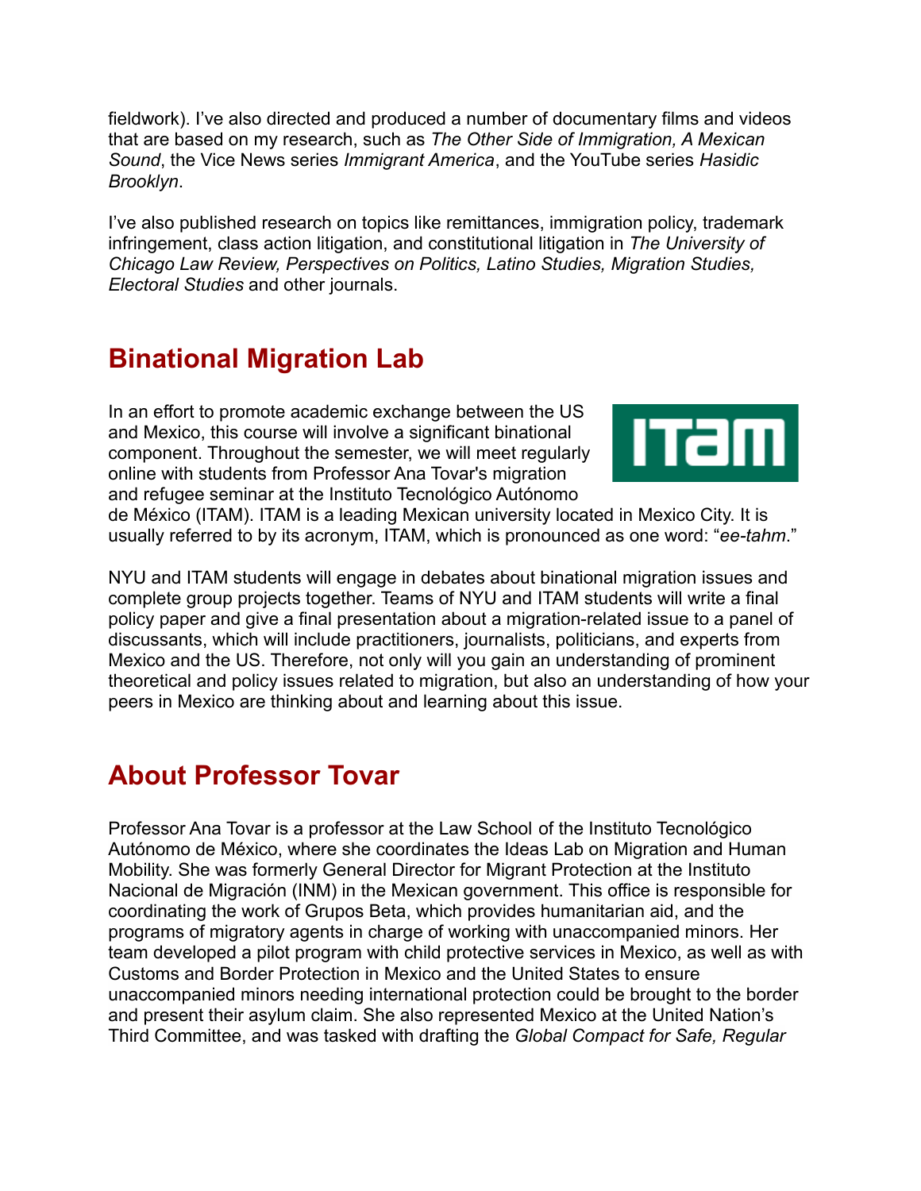fieldwork). I've also directed and produced a number of documentary films and videos that are based on my research, such as *The Other Side of Immigration, A Mexican Sound*, the Vice News series *Immigrant America*, and the YouTube series *Hasidic Brooklyn*.

I've also published research on topics like remittances, immigration policy, trademark infringement, class action litigation, and constitutional litigation in *The University of Chicago Law Review, Perspectives on Politics, Latino Studies, Migration Studies, Electoral Studies* and other journals.

## Binational Migration Lab

In an effort to promote academic exchange between the US and Mexico, this course will involve a significant binational component. Throughout the semester, we will meet regularly online with students from Professor Ana Tovar's migration and refugee seminar at the Instituto Tecnológico Autónomo de México (ITAM). ITAM is a leading Mexican university located in Mexico City. It is usually referred to by its acronym, ITAM, which is pronounced as one word: "*ee-tahm*."

NYU and ITAM students will engage in debates about binational migration issues and complete group projects together. Teams of NYU and ITAM students will write a final policy paper and give a final presentation about a migration-related issue to a panel of discussants, which will include practitioners, journalists, politicians, and experts from Mexico and the US. Therefore, not only will you gain an understanding of prominent theoretical and policy issues related to migration, but also an understanding of how your peers in Mexico are thinking about and learning about this issue.

## About Professor Tovar

Professor Ana Tovar is a professor at the Law School of the Instituto Tecnológico Autónomo de México, where she coordinates the Ideas Lab on Migration and Human Mobility. She was formerly General Director for Migrant Protection at the Instituto Nacional de Migración (INM) in the Mexican government. This office is responsible for coordinating the work of Grupos Beta, which provides humanitarian aid, and the programs of migratory agents in charge of working with unaccompanied minors. Her team developed a pilot program with child protective services in Mexico, as well as with Customs and Border Protection in Mexico and the United States to ensure unaccompanied minors needing international protection could be brought to the border and present their asylum claim. She also represented Mexico at the United Nation's Third Committee, and was tasked with drafting the *Global Compact for Safe, Regular*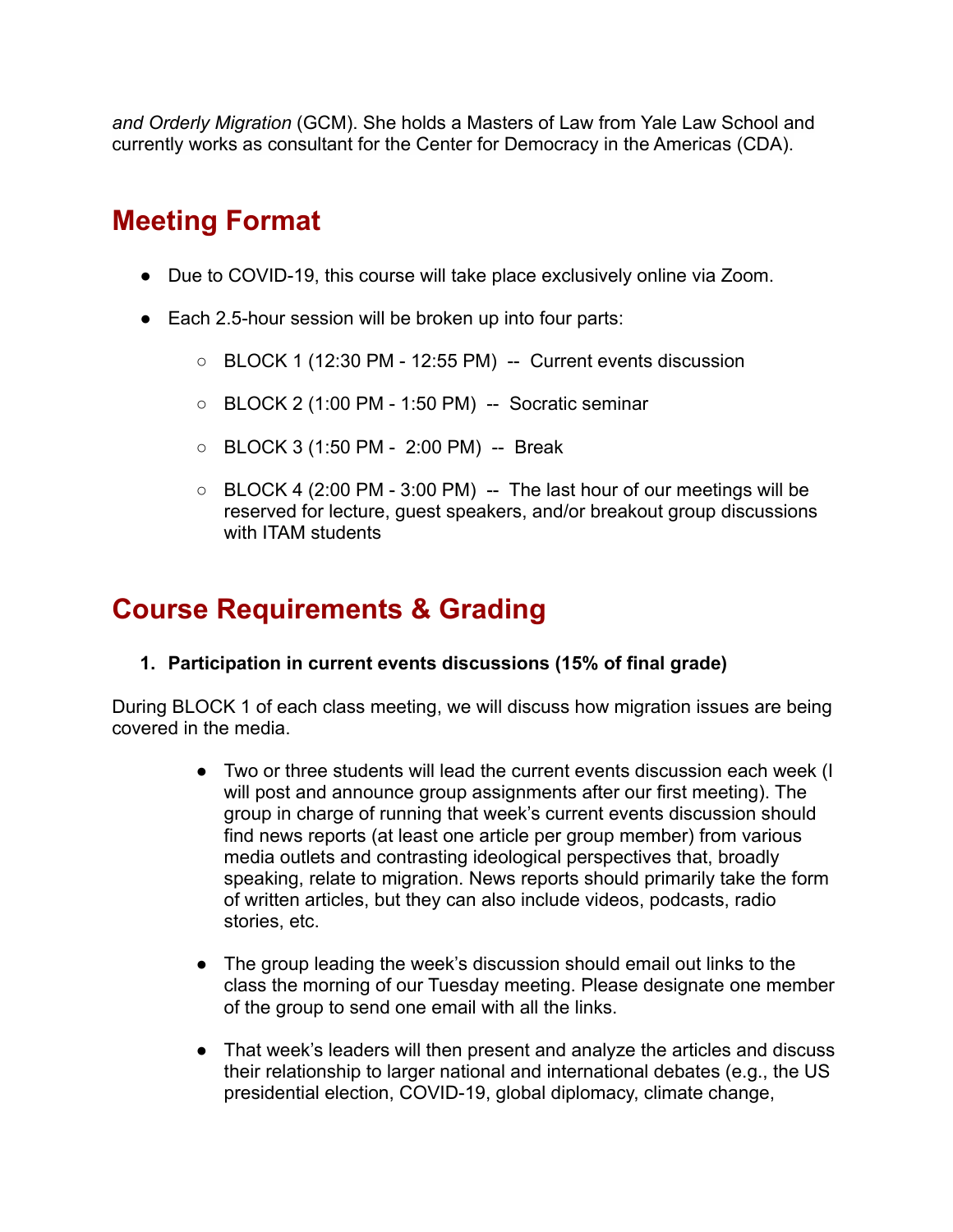*and Orderly Migration* (GCM). She holds a Masters of Law from Yale Law School and currently works as consultant for the Center for Democracy in the Americas (CDA).

## Meeting Format

- Due to COVID-19, this course will take place exclusively online via Zoom.
- Each 2.5-hour session will be broken up into four parts:
  - BLOCK 1 (12:30 PM - 12:55 PM) -- Current events discussion
  - BLOCK 2 (1:00 PM - 1:50 PM) -- Socratic seminar
  - BLOCK 3 (1:50 PM - 2:00 PM) -- Break
  - BLOCK 4 (2:00 PM - 3:00 PM) -- The last hour of our meetings will be reserved for lecture, guest speakers, and/or breakout group discussions with ITAM students

## Course Requirements & Grading

1. **Participation in current events discussions (15% of final grade)**

During BLOCK 1 of each class meeting, we will discuss how migration issues are being covered in the media.

- Two or three students will lead the current events discussion each week (I will post and announce group assignments after our first meeting). The group in charge of running that week's current events discussion should find news reports (at least one article per group member) from various media outlets and contrasting ideological perspectives that, broadly speaking, relate to migration. News reports should primarily take the form of written articles, but they can also include videos, podcasts, radio stories, etc.
- The group leading the week's discussion should email out links to the class the morning of our Tuesday meeting. Please designate one member of the group to send one email with all the links.
- That week's leaders will then present and analyze the articles and discuss their relationship to larger national and international debates (e.g., the US presidential election, COVID-19, global diplomacy, climate change,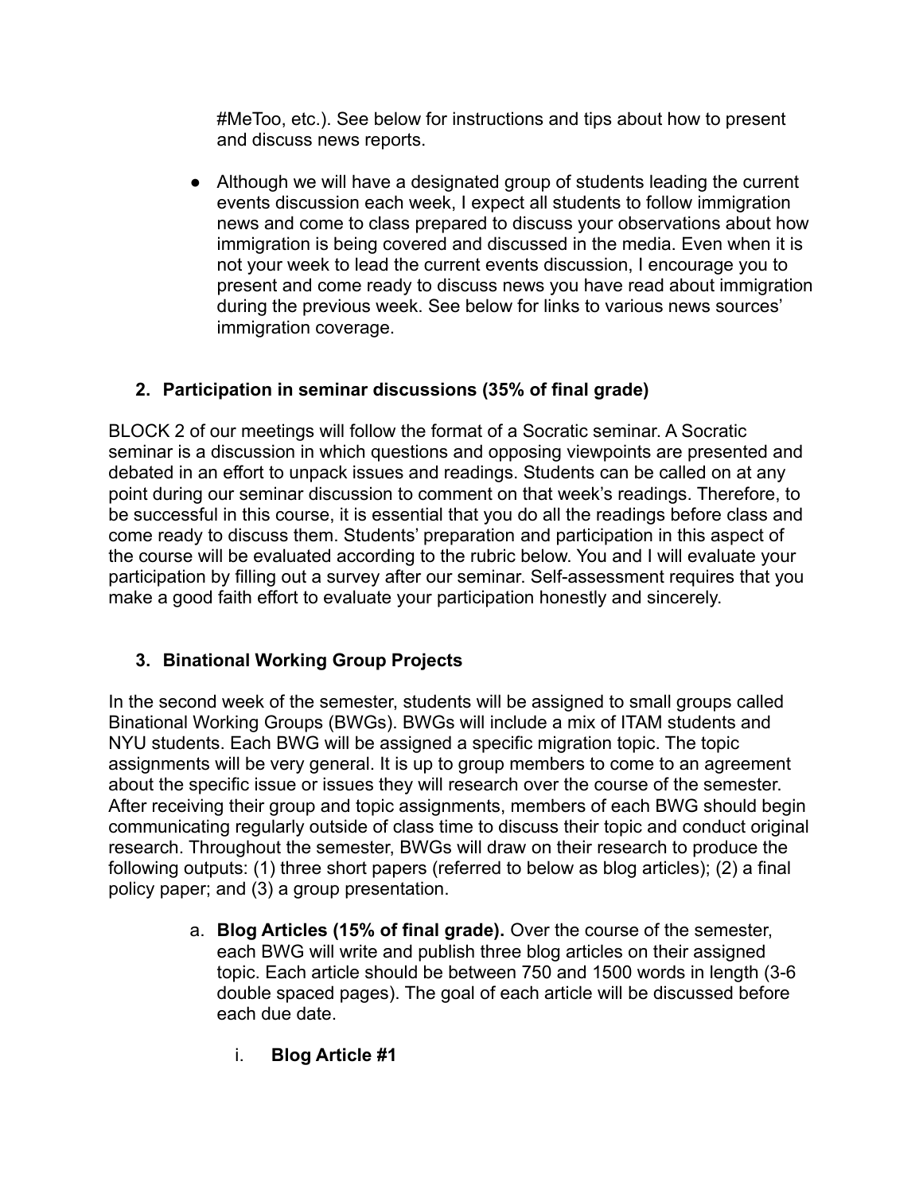#MeToo, etc.). See below for instructions and tips about how to present and discuss news reports.

- Although we will have a designated group of students leading the current events discussion each week, I expect all students to follow immigration news and come to class prepared to discuss your observations about how immigration is being covered and discussed in the media. Even when it is not your week to lead the current events discussion, I encourage you to present and come ready to discuss news you have read about immigration during the previous week. See below for links to various news sources' immigration coverage.

2. **Participation in seminar discussions (35% of final grade)**

BLOCK 2 of our meetings will follow the format of a Socratic seminar. A Socratic seminar is a discussion in which questions and opposing viewpoints are presented and debated in an effort to unpack issues and readings. Students can be called on at any point during our seminar discussion to comment on that week's readings. Therefore, to be successful in this course, it is essential that you do all the readings before class and come ready to discuss them. Students' preparation and participation in this aspect of the course will be evaluated according to the rubric below. You and I will evaluate your participation by filling out a survey after our seminar. Self-assessment requires that you make a good faith effort to evaluate your participation honestly and sincerely.

3. **Binational Working Group Projects**

In the second week of the semester, students will be assigned to small groups called Binational Working Groups (BWGs). BWGs will include a mix of ITAM students and NYU students. Each BWG will be assigned a specific migration topic. The topic assignments will be very general. It is up to group members to come to an agreement about the specific issue or issues they will research over the course of the semester. After receiving their group and topic assignments, members of each BWG should begin communicating regularly outside of class time to discuss their topic and conduct original research. Throughout the semester, BWGs will draw on their research to produce the following outputs: (1) three short papers (referred to below as blog articles); (2) a final policy paper; and (3) a group presentation.

a. **Blog Articles (15% of final grade).** Over the course of the semester, each BWG will write and publish three blog articles on their assigned topic. Each article should be between 750 and 1500 words in length (3-6 double spaced pages). The goal of each article will be discussed before each due date.

   i. **Blog Article #1**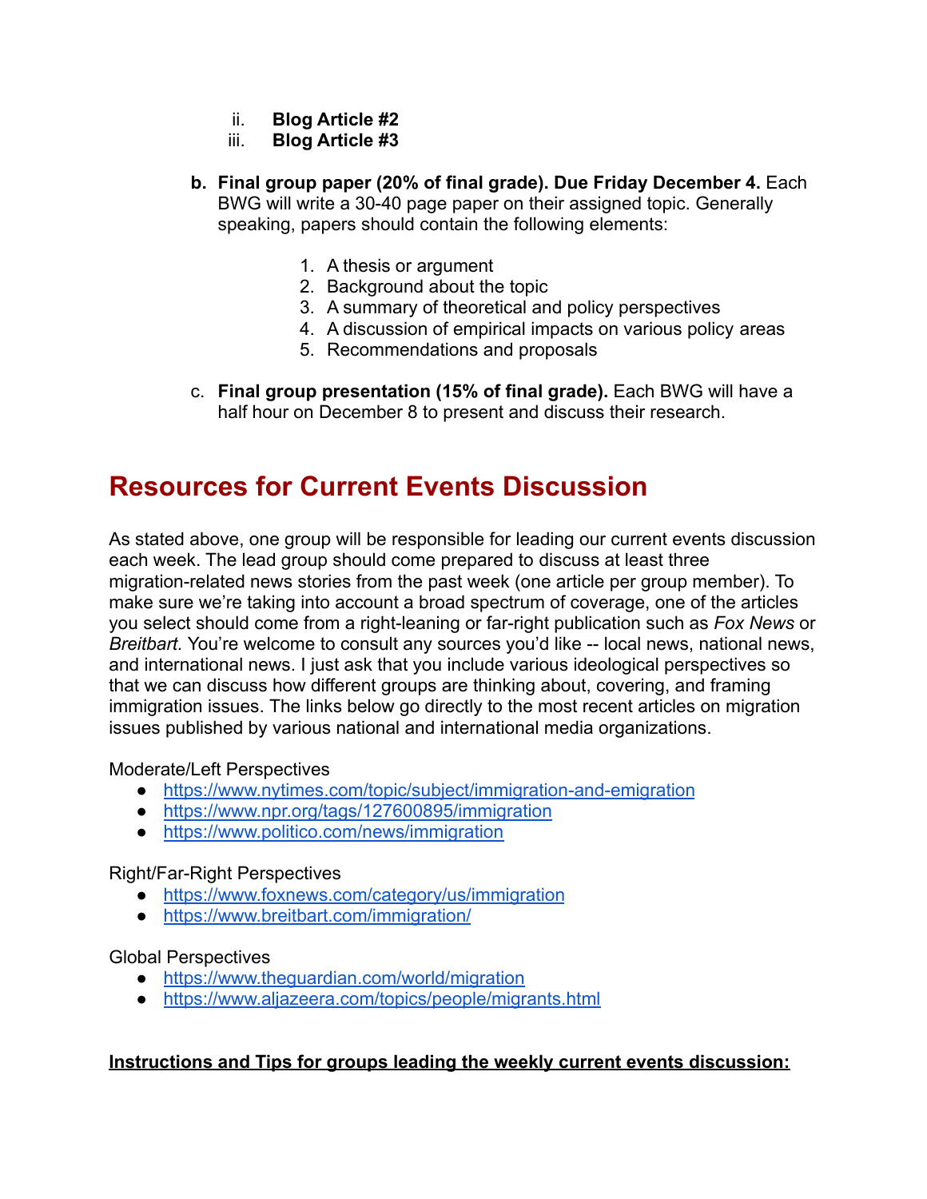ii. **Blog Article #2**
   iii. **Blog Article #3**

b. **Final group paper (20% of final grade). Due Friday December 4.** Each BWG will write a 30-40 page paper on their assigned topic. Generally speaking, papers should contain the following elements:

   1. A thesis or argument
   2. Background about the topic
   3. A summary of theoretical and policy perspectives
   4. A discussion of empirical impacts on various policy areas
   5. Recommendations and proposals

c. **Final group presentation (15% of final grade).** Each BWG will have a half hour on December 8 to present and discuss their research.

# Resources for Current Events Discussion

As stated above, one group will be responsible for leading our current events discussion each week. The lead group should come prepared to discuss at least three migration-related news stories from the past week (one article per group member). To make sure we're taking into account a broad spectrum of coverage, one of the articles you select should come from a right-leaning or far-right publication such as *Fox News* or *Breitbart*. You're welcome to consult any sources you'd like -- local news, national news, and international news. I just ask that you include various ideological perspectives so that we can discuss how different groups are thinking about, covering, and framing immigration issues. The links below go directly to the most recent articles on migration issues published by various national and international media organizations.

Moderate/Left Perspectives

- https://www.nytimes.com/topic/subject/immigration-and-emigration
- https://www.npr.org/tags/127600895/immigration
- https://www.politico.com/news/immigration

Right/Far-Right Perspectives

- https://www.foxnews.com/category/us/immigration
- https://www.breitbart.com/immigration/

Global Perspectives

- https://www.theguardian.com/world/migration
- https://www.aljazeera.com/topics/people/migrants.html

**Instructions and Tips for groups leading the weekly current events discussion:**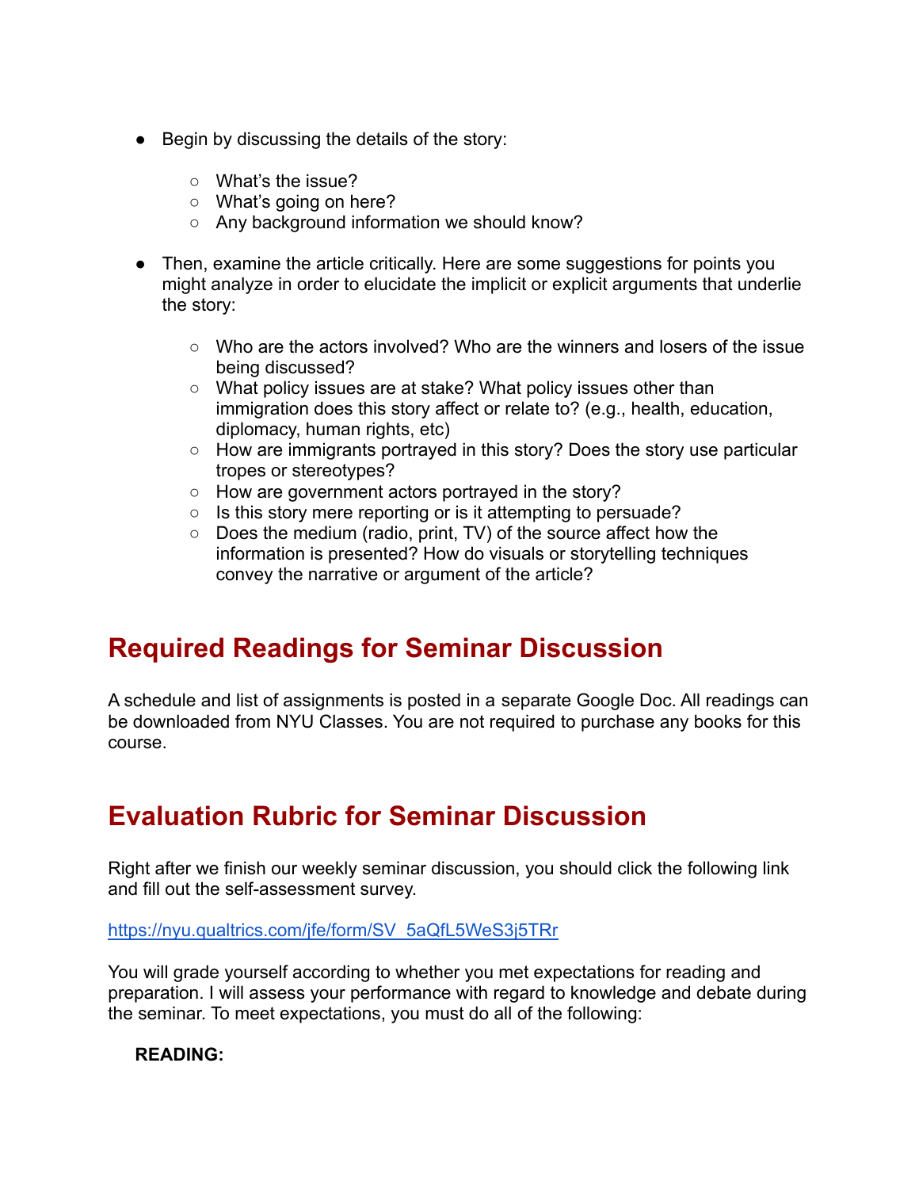- Begin by discussing the details of the story:
  - What's the issue?
  - What's going on here?
  - Any background information we should know?

- Then, examine the article critically. Here are some suggestions for points you might analyze in order to elucidate the implicit or explicit arguments that underlie the story:
  - Who are the actors involved? Who are the winners and losers of the issue being discussed?
  - What policy issues are at stake? What policy issues other than immigration does this story affect or relate to? (e.g., health, education, diplomacy, human rights, etc)
  - How are immigrants portrayed in this story? Does the story use particular tropes or stereotypes?
  - How are government actors portrayed in the story?
  - Is this story mere reporting or is it attempting to persuade?
  - Does the medium (radio, print, TV) of the source affect how the information is presented? How do visuals or storytelling techniques convey the narrative or argument of the article?

## Required Readings for Seminar Discussion

A schedule and list of assignments is posted in a separate Google Doc. All readings can be downloaded from NYU Classes. You are not required to purchase any books for this course.

## Evaluation Rubric for Seminar Discussion

Right after we finish our weekly seminar discussion, you should click the following link and fill out the self-assessment survey.

https://nyu.qualtrics.com/jfe/form/SV_5aQfL5WeS3j5TRr

You will grade yourself according to whether you met expectations for reading and preparation. I will assess your performance with regard to knowledge and debate during the seminar. To meet expectations, you must do all of the following:

**READING:**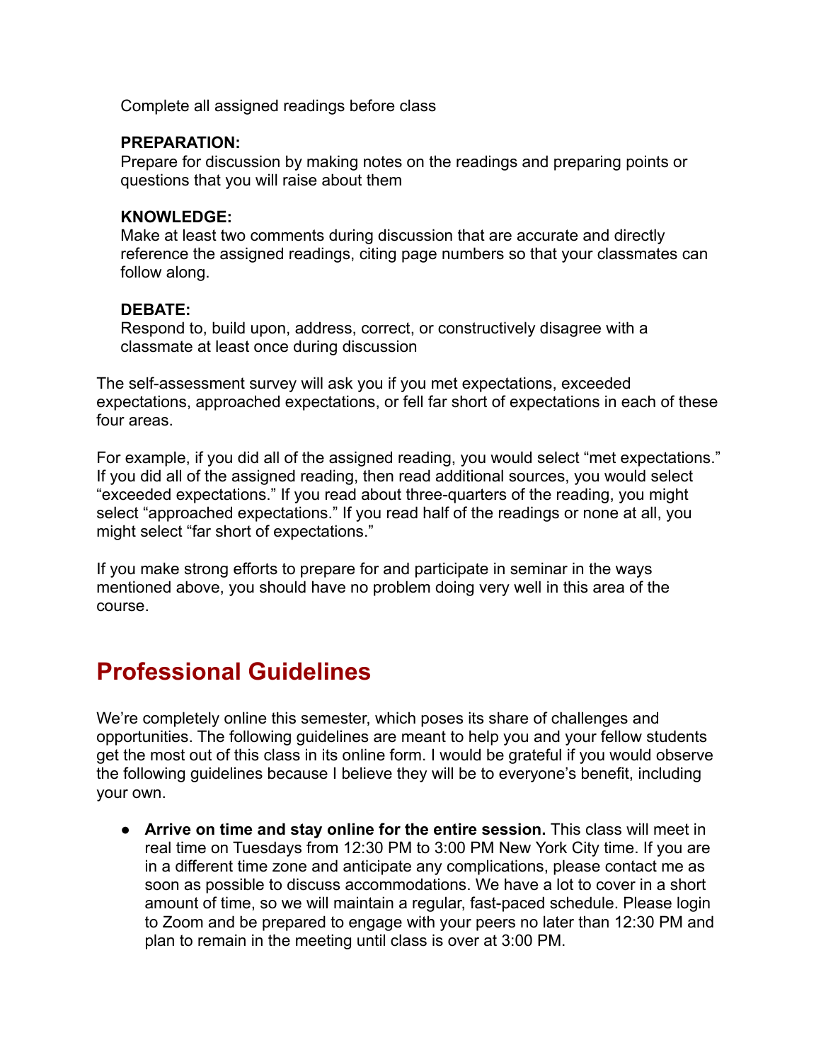Complete all assigned readings before class

**PREPARATION:**
Prepare for discussion by making notes on the readings and preparing points or questions that you will raise about them

**KNOWLEDGE:**
Make at least two comments during discussion that are accurate and directly reference the assigned readings, citing page numbers so that your classmates can follow along.

**DEBATE:**
Respond to, build upon, address, correct, or constructively disagree with a classmate at least once during discussion

The self-assessment survey will ask you if you met expectations, exceeded expectations, approached expectations, or fell far short of expectations in each of these four areas.

For example, if you did all of the assigned reading, you would select "met expectations." If you did all of the assigned reading, then read additional sources, you would select "exceeded expectations." If you read about three-quarters of the reading, you might select "approached expectations." If you read half of the readings or none at all, you might select "far short of expectations."

If you make strong efforts to prepare for and participate in seminar in the ways mentioned above, you should have no problem doing very well in this area of the course.

## Professional Guidelines

We're completely online this semester, which poses its share of challenges and opportunities. The following guidelines are meant to help you and your fellow students get the most out of this class in its online form. I would be grateful if you would observe the following guidelines because I believe they will be to everyone's benefit, including your own.

- **Arrive on time and stay online for the entire session.** This class will meet in real time on Tuesdays from 12:30 PM to 3:00 PM New York City time. If you are in a different time zone and anticipate any complications, please contact me as soon as possible to discuss accommodations. We have a lot to cover in a short amount of time, so we will maintain a regular, fast-paced schedule. Please login to Zoom and be prepared to engage with your peers no later than 12:30 PM and plan to remain in the meeting until class is over at 3:00 PM.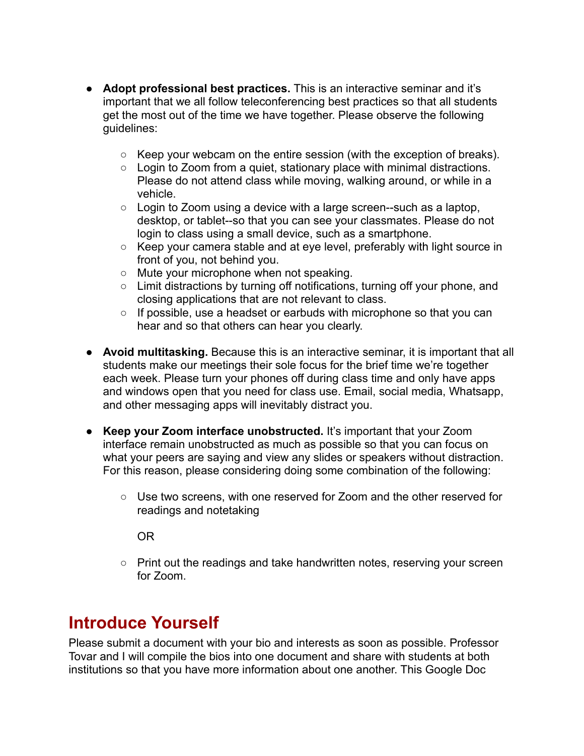- **Adopt professional best practices.** This is an interactive seminar and it's important that we all follow teleconferencing best practices so that all students get the most out of the time we have together. Please observe the following guidelines:

  - Keep your webcam on the entire session (with the exception of breaks).
  - Login to Zoom from a quiet, stationary place with minimal distractions. Please do not attend class while moving, walking around, or while in a vehicle.
  - Login to Zoom using a device with a large screen--such as a laptop, desktop, or tablet--so that you can see your classmates. Please do not login to class using a small device, such as a smartphone.
  - Keep your camera stable and at eye level, preferably with light source in front of you, not behind you.
  - Mute your microphone when not speaking.
  - Limit distractions by turning off notifications, turning off your phone, and closing applications that are not relevant to class.
  - If possible, use a headset or earbuds with microphone so that you can hear and so that others can hear you clearly.

- **Avoid multitasking.** Because this is an interactive seminar, it is important that all students make our meetings their sole focus for the brief time we're together each week. Please turn your phones off during class time and only have apps and windows open that you need for class use. Email, social media, Whatsapp, and other messaging apps will inevitably distract you.

- **Keep your Zoom interface unobstructed.** It's important that your Zoom interface remain unobstructed as much as possible so that you can focus on what your peers are saying and view any slides or speakers without distraction. For this reason, please considering doing some combination of the following:

  - Use two screens, with one reserved for Zoom and the other reserved for readings and notetaking

    OR

  - Print out the readings and take handwritten notes, reserving your screen for Zoom.

## Introduce Yourself

Please submit a document with your bio and interests as soon as possible. Professor Tovar and I will compile the bios into one document and share with students at both institutions so that you have more information about one another. This Google Doc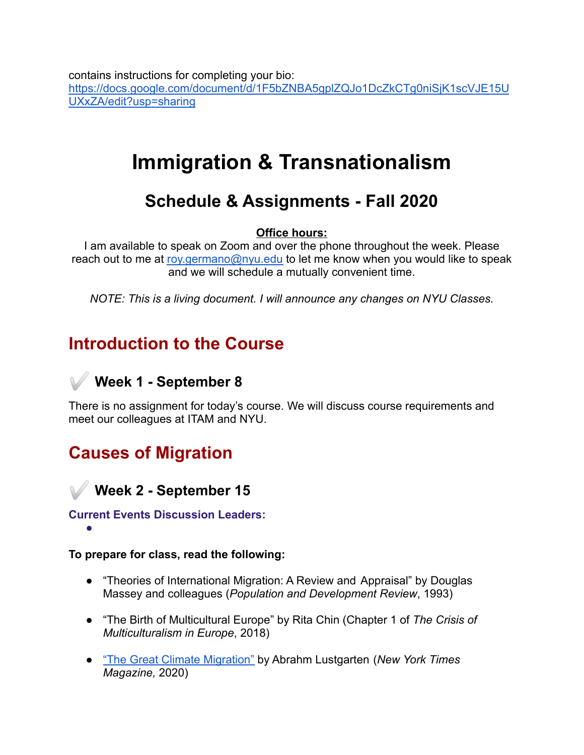contains instructions for completing your bio: https://docs.google.com/document/d/1F5bZNBA5gplZQJo1DcZkCTg0niSjK1scVJE15UUXxZA/edit?usp=sharing

# Immigration & Transnationalism

## Schedule & Assignments - Fall 2020

**Office hours:**

I am available to speak on Zoom and over the phone throughout the week. Please reach out to me at roy.germano@nyu.edu to let me know when you would like to speak and we will schedule a mutually convenient time.

*NOTE: This is a living document. I will announce any changes on NYU Classes.*

## Introduction to the Course

### ✓ Week 1 - September 8

There is no assignment for today's course. We will discuss course requirements and meet our colleagues at ITAM and NYU.

## Causes of Migration

### ✓ Week 2 - September 15

**Current Events Discussion Leaders:**

- 

**To prepare for class, read the following:**

- "Theories of International Migration: A Review and Appraisal" by Douglas Massey and colleagues (*Population and Development Review*, 1993)
- "The Birth of Multicultural Europe" by Rita Chin (Chapter 1 of *The Crisis of Multiculturalism in Europe*, 2018)
- "The Great Climate Migration" by Abrahm Lustgarten (*New York Times Magazine,* 2020)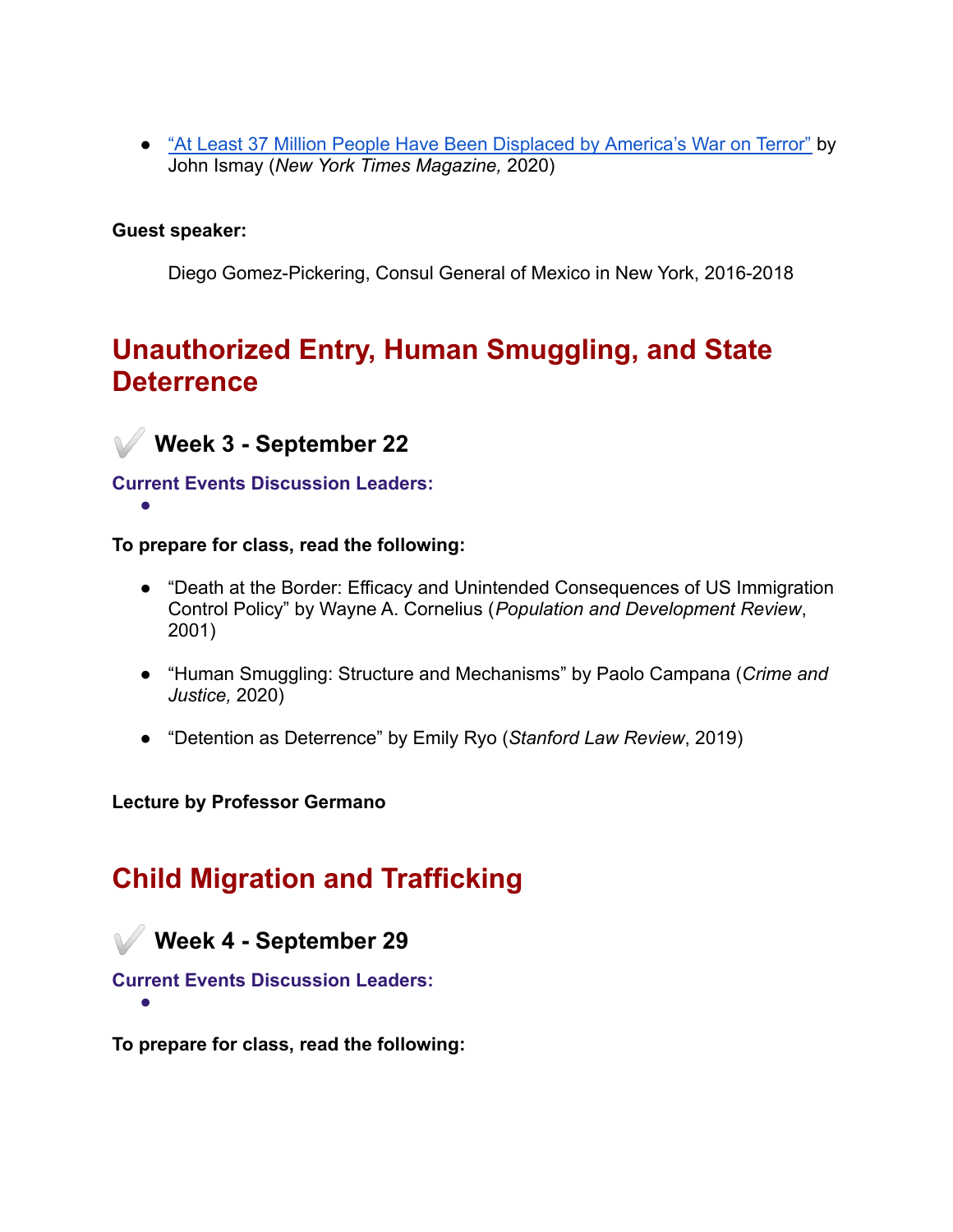- [“At Least 37 Million People Have Been Displaced by America’s War on Terror”]() by John Ismay (*New York Times Magazine,* 2020)

**Guest speaker:**

Diego Gomez-Pickering, Consul General of Mexico in New York, 2016-2018

## Unauthorized Entry, Human Smuggling, and State Deterrence

### ✔️ Week 3 - September 22

**Current Events Discussion Leaders:**

- 

**To prepare for class, read the following:**

- “Death at the Border: Efficacy and Unintended Consequences of US Immigration Control Policy” by Wayne A. Cornelius (*Population and Development Review*, 2001)
- “Human Smuggling: Structure and Mechanisms” by Paolo Campana (*Crime and Justice,* 2020)
- “Detention as Deterrence” by Emily Ryo (*Stanford Law Review*, 2019)

**Lecture by Professor Germano**

## Child Migration and Trafficking

### ✔️ Week 4 - September 29

**Current Events Discussion Leaders:**

- 

**To prepare for class, read the following:**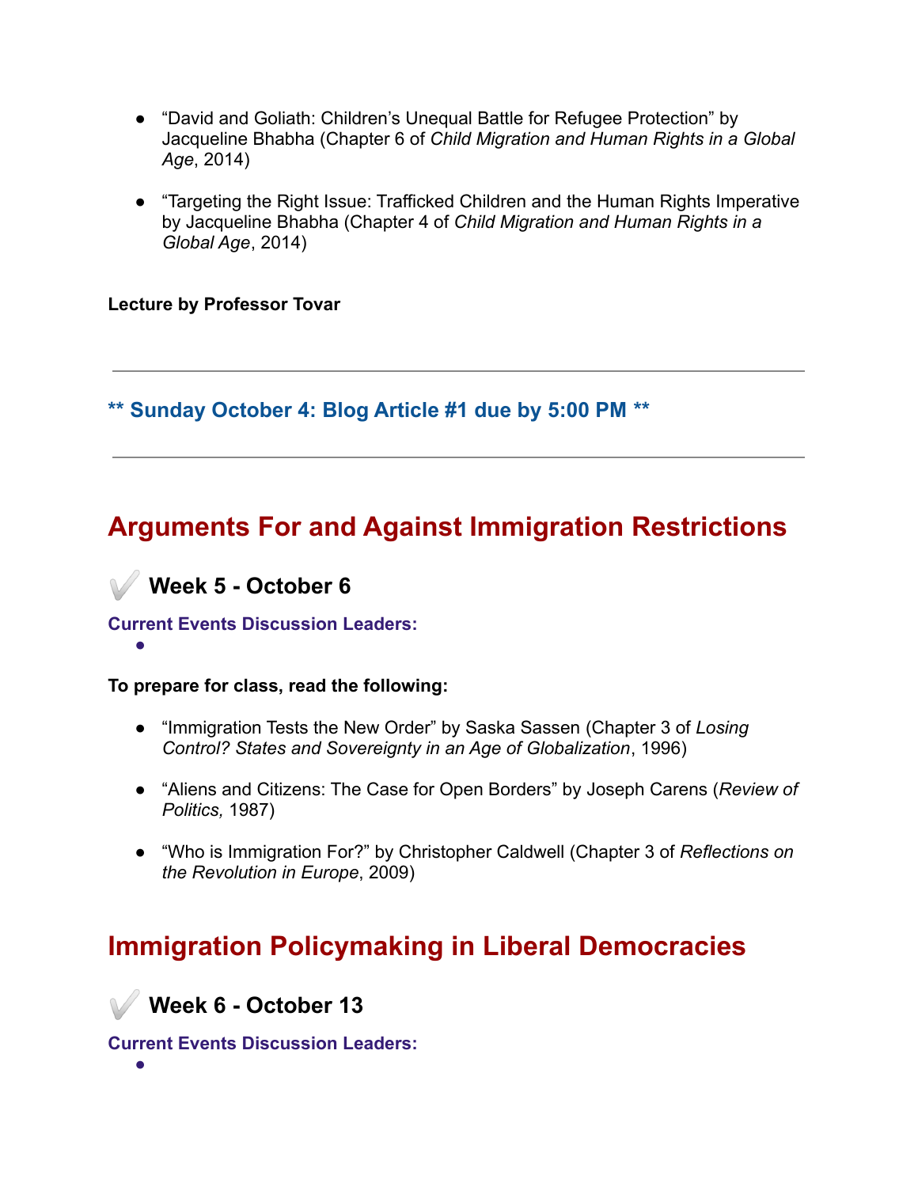- "David and Goliath: Children's Unequal Battle for Refugee Protection" by Jacqueline Bhabha (Chapter 6 of *Child Migration and Human Rights in a Global Age*, 2014)

- "Targeting the Right Issue: Trafficked Children and the Human Rights Imperative by Jacqueline Bhabha (Chapter 4 of *Child Migration and Human Rights in a Global Age*, 2014)

**Lecture by Professor Tovar**

---

**\*\* Sunday October 4: Blog Article #1 due by 5:00 PM \*\***

---

## Arguments For and Against Immigration Restrictions

### ✓ Week 5 - October 6

**Current Events Discussion Leaders:**

- 

**To prepare for class, read the following:**

- "Immigration Tests the New Order" by Saska Sassen (Chapter 3 of *Losing Control? States and Sovereignty in an Age of Globalization*, 1996)

- "Aliens and Citizens: The Case for Open Borders" by Joseph Carens (*Review of Politics,* 1987)

- "Who is Immigration For?" by Christopher Caldwell (Chapter 3 of *Reflections on the Revolution in Europe*, 2009)

## Immigration Policymaking in Liberal Democracies

### ✓ Week 6 - October 13

**Current Events Discussion Leaders:**

-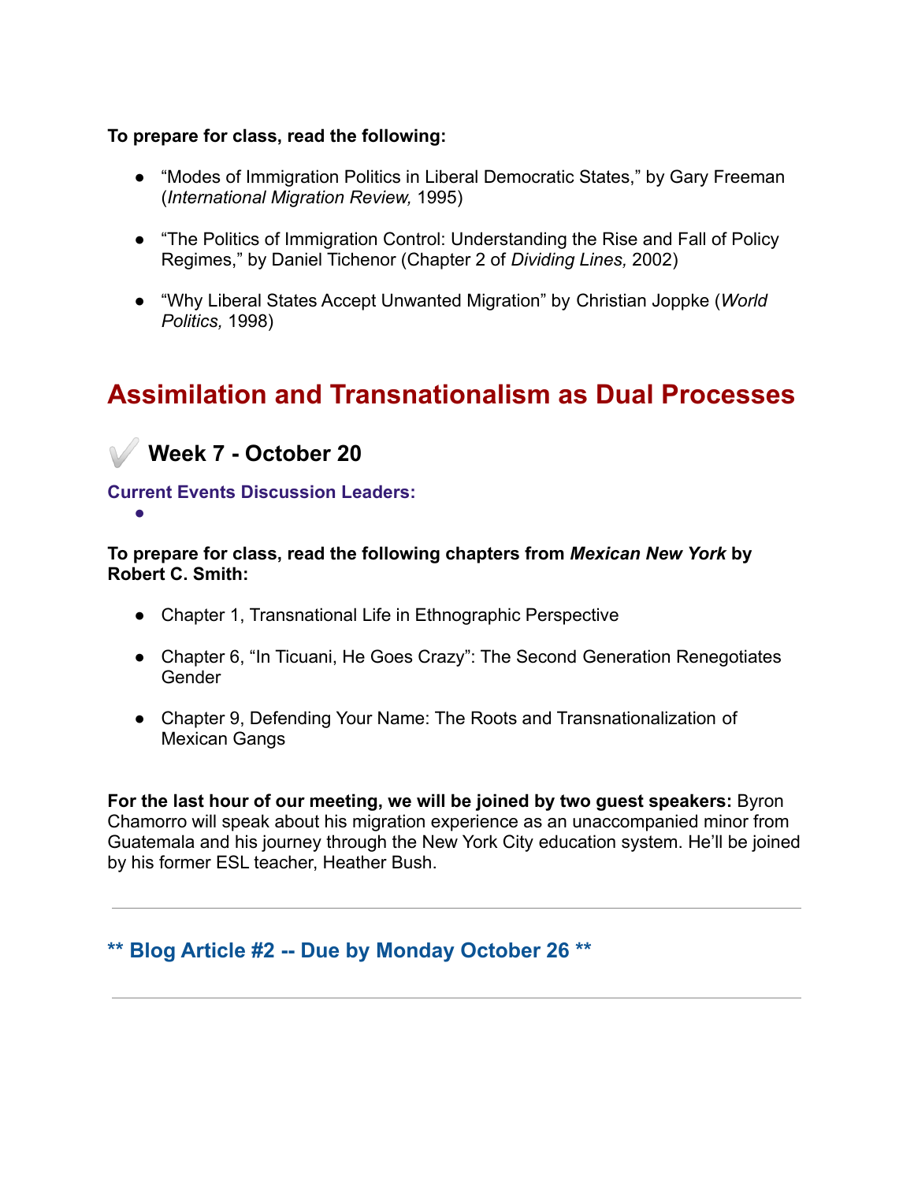**To prepare for class, read the following:**

- "Modes of Immigration Politics in Liberal Democratic States," by Gary Freeman (*International Migration Review,* 1995)
- "The Politics of Immigration Control: Understanding the Rise and Fall of Policy Regimes," by Daniel Tichenor (Chapter 2 of *Dividing Lines,* 2002)
- "Why Liberal States Accept Unwanted Migration" by Christian Joppke (*World Politics,* 1998)

# Assimilation and Transnationalism as Dual Processes

## ✔️ Week 7 - October 20

**Current Events Discussion Leaders:**

- 

**To prepare for class, read the following chapters from *Mexican New York* by Robert C. Smith:**

- Chapter 1, Transnational Life in Ethnographic Perspective
- Chapter 6, "In Ticuani, He Goes Crazy": The Second Generation Renegotiates Gender
- Chapter 9, Defending Your Name: The Roots and Transnationalization of Mexican Gangs

**For the last hour of our meeting, we will be joined by two guest speakers:** Byron Chamorro will speak about his migration experience as an unaccompanied minor from Guatemala and his journey through the New York City education system. He'll be joined by his former ESL teacher, Heather Bush.

---

**** Blog Article #2 -- Due by Monday October 26 ****

---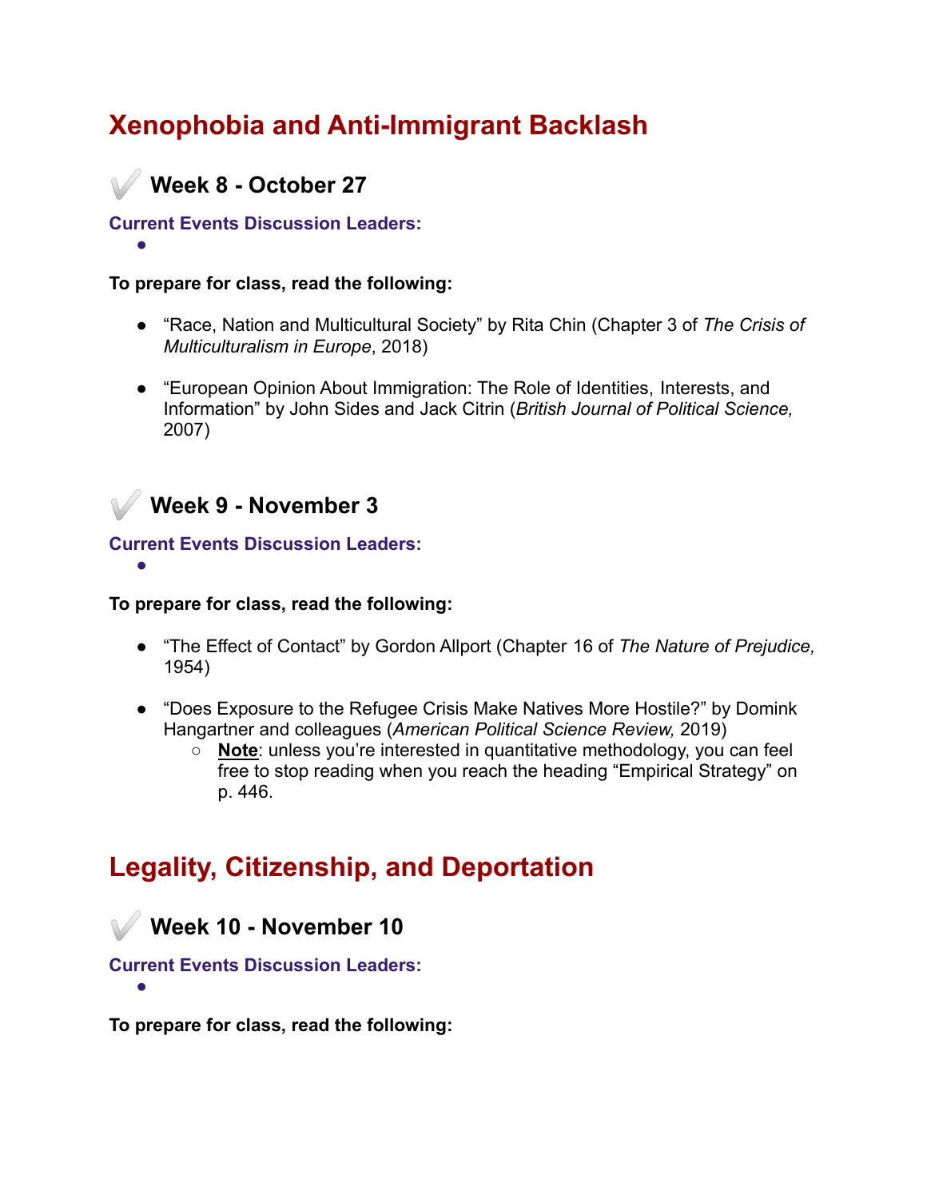# Xenophobia and Anti-Immigrant Backlash

## ✔️ Week 8 - October 27

**Current Events Discussion Leaders:**

- 

**To prepare for class, read the following:**

- "Race, Nation and Multicultural Society" by Rita Chin (Chapter 3 of *The Crisis of Multiculturalism in Europe*, 2018)

- "European Opinion About Immigration: The Role of Identities, Interests, and Information" by John Sides and Jack Citrin (*British Journal of Political Science,* 2007)

## ✔️ Week 9 - November 3

**Current Events Discussion Leaders:**

- 

**To prepare for class, read the following:**

- "The Effect of Contact" by Gordon Allport (Chapter 16 of *The Nature of Prejudice,* 1954)

- "Does Exposure to the Refugee Crisis Make Natives More Hostile?" by Domink Hangartner and colleagues (*American Political Science Review,* 2019)
  - **Note**: unless you're interested in quantitative methodology, you can feel free to stop reading when you reach the heading "Empirical Strategy" on p. 446.

# Legality, Citizenship, and Deportation

## ✔️ Week 10 - November 10

**Current Events Discussion Leaders:**

- 

**To prepare for class, read the following:**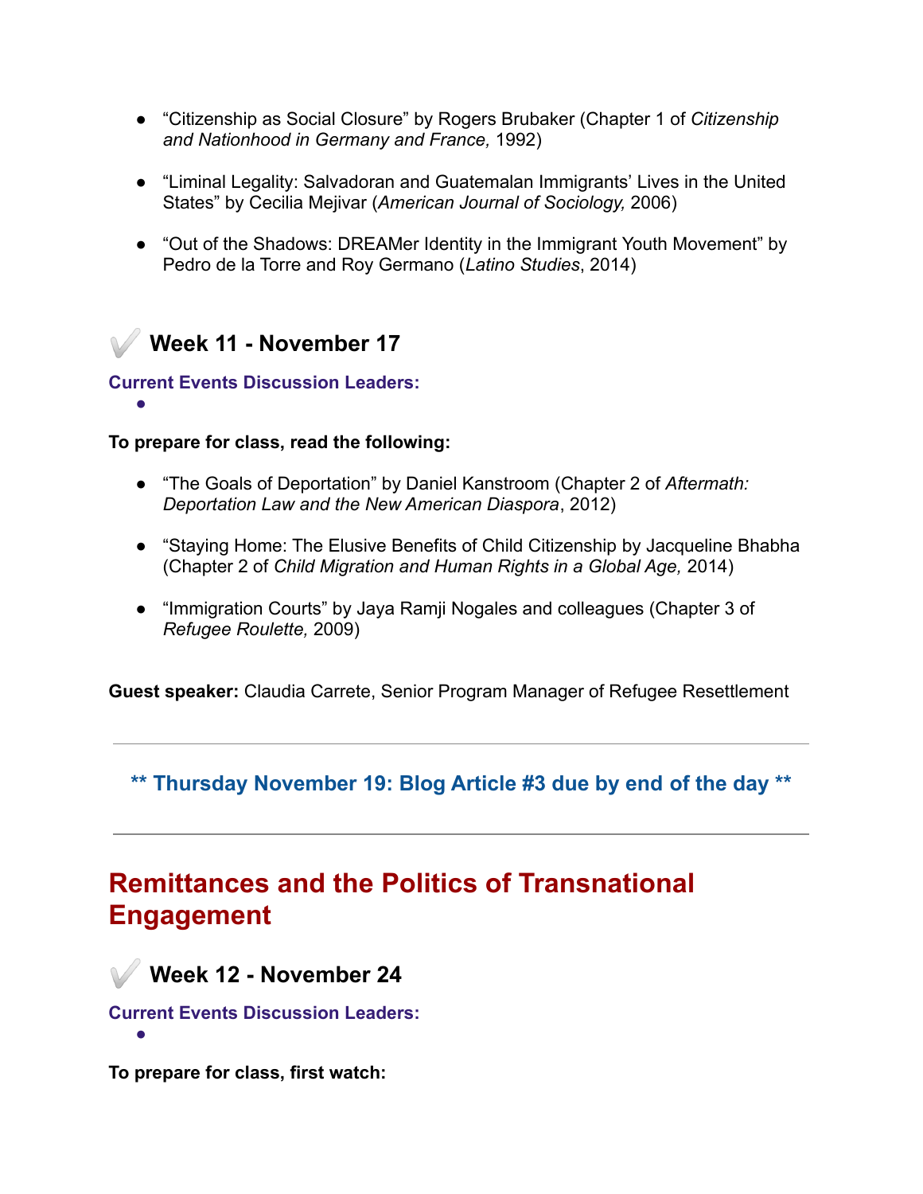- "Citizenship as Social Closure" by Rogers Brubaker (Chapter 1 of *Citizenship and Nationhood in Germany and France,* 1992)
- "Liminal Legality: Salvadoran and Guatemalan Immigrants' Lives in the United States" by Cecilia Mejivar (*American Journal of Sociology,* 2006)
- "Out of the Shadows: DREAMer Identity in the Immigrant Youth Movement" by Pedro de la Torre and Roy Germano (*Latino Studies*, 2014)

### ✔ Week 11 - November 17

**Current Events Discussion Leaders:**

- 

**To prepare for class, read the following:**

- "The Goals of Deportation" by Daniel Kanstroom (Chapter 2 of *Aftermath: Deportation Law and the New American Diaspora*, 2012)
- "Staying Home: The Elusive Benefits of Child Citizenship by Jacqueline Bhabha (Chapter 2 of *Child Migration and Human Rights in a Global Age,* 2014)
- "Immigration Courts" by Jaya Ramji Nogales and colleagues (Chapter 3 of *Refugee Roulette,* 2009)

**Guest speaker:** Claudia Carrete, Senior Program Manager of Refugee Resettlement

---

**** Thursday November 19: Blog Article #3 due by end of the day ****

---

## Remittances and the Politics of Transnational Engagement

### ✔ Week 12 - November 24

**Current Events Discussion Leaders:**

- 

**To prepare for class, first watch:**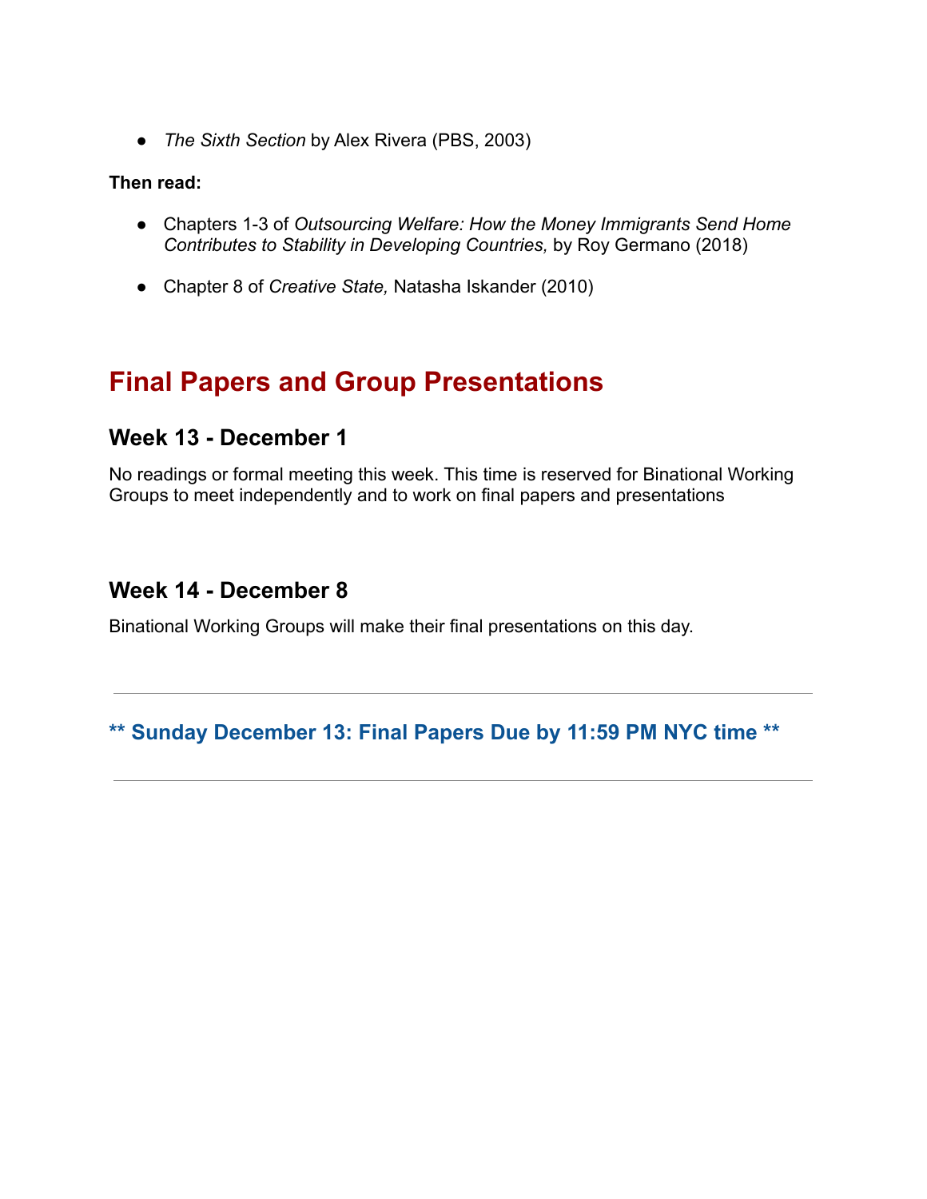- *The Sixth Section* by Alex Rivera (PBS, 2003)

**Then read:**

- Chapters 1-3 of *Outsourcing Welfare: How the Money Immigrants Send Home Contributes to Stability in Developing Countries,* by Roy Germano (2018)

- Chapter 8 of *Creative State,* Natasha Iskander (2010)

## Final Papers and Group Presentations

### Week 13 - December 1

No readings or formal meeting this week. This time is reserved for Binational Working Groups to meet independently and to work on final papers and presentations

### Week 14 - December 8

Binational Working Groups will make their final presentations on this day.

---

**\*\* Sunday December 13: Final Papers Due by 11:59 PM NYC time \*\***

---